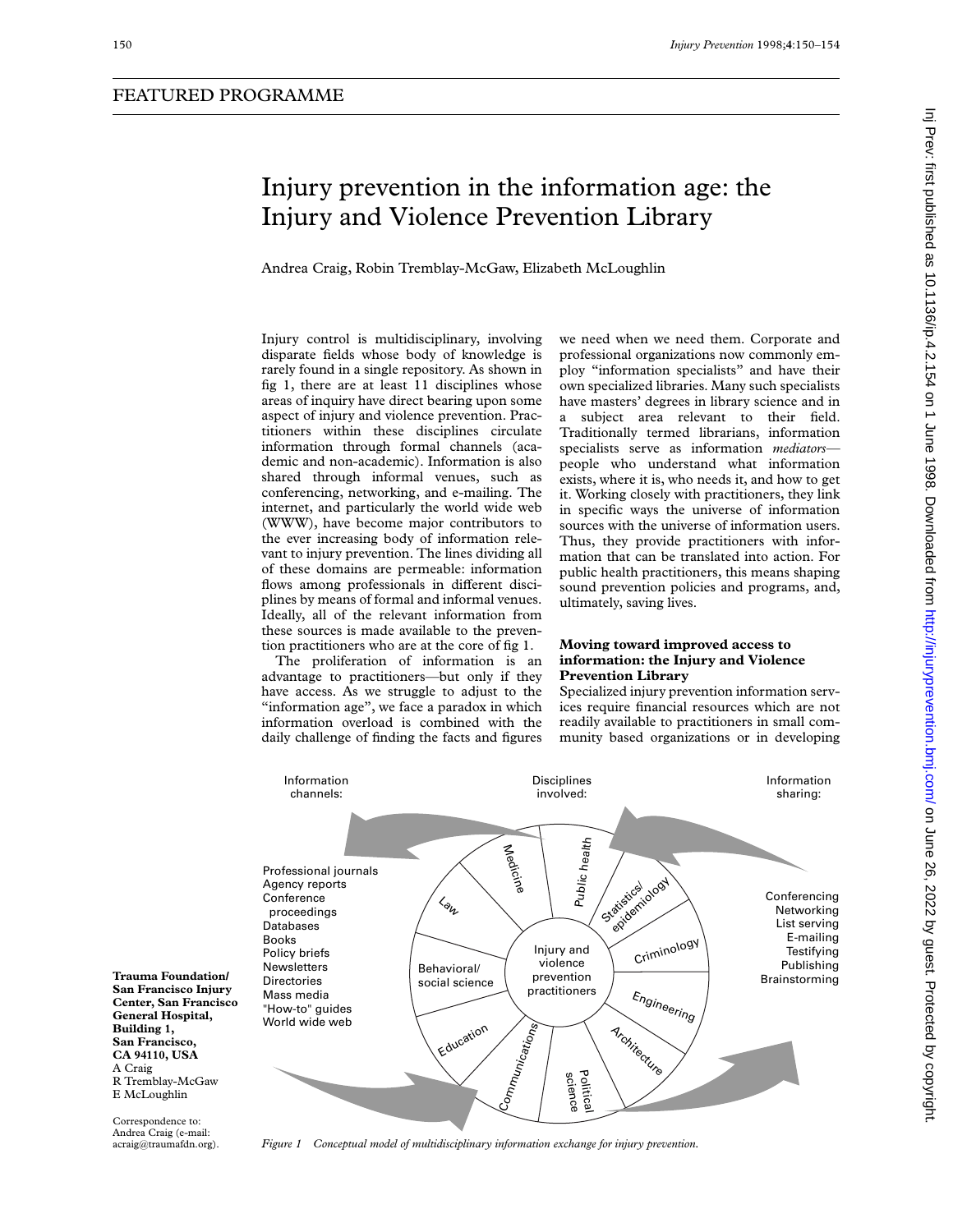## FEATURED PROGRAMME

# Injury prevention in the information age: the Injury and Violence Prevention Library

Andrea Craig, Robin Tremblay-McGaw, Elizabeth McLoughlin

**Trauma Foundation/ San Francisco Injury Center, San Francisco General Hospital, Building 1, San Francisco, CA 94110, USA**
A Craig
R Tremblay-McGaw
E McLoughlin

Correspondence to: Andrea Craig (e-mail: acraig@traumafdn.org).

Injury control is multidisciplinary, involving disparate fields whose body of knowledge is rarely found in a single repository. As shown in fig 1, there are at least 11 disciplines whose areas of inquiry have direct bearing upon some aspect of injury and violence prevention. Practitioners within these disciplines circulate information through formal channels (academic and non-academic). Information is also shared through informal venues, such as conferencing, networking, and e-mailing. The internet, and particularly the world wide web (WWW), have become major contributors to the ever increasing body of information relevant to injury prevention. The lines dividing all of these domains are permeable: information flows among professionals in different disciplines by means of formal and informal venues. Ideally, all of the relevant information from these sources is made available to the prevention practitioners who are at the core of fig 1.

The proliferation of information is an advantage to practitioners—but only if they have access. As we struggle to adjust to the "information age", we face a paradox in which information overload is combined with the daily challenge of finding the facts and figures we need when we need them. Corporate and professional organizations now commonly employ "information specialists" and have their own specialized libraries. Many such specialists have masters' degrees in library science and in a subject area relevant to their field. Traditionally termed librarians, information specialists serve as information *mediators*—people who understand what information exists, where it is, who needs it, and how to get it. Working closely with practitioners, they link in specific ways the universe of information sources with the universe of information users. Thus, they provide practitioners with information that can be translated into action. For public health practitioners, this means shaping sound prevention policies and programs, and, ultimately, saving lives.

### Moving toward improved access to information: the Injury and Violence Prevention Library

Specialized injury prevention information services require financial resources which are not readily available to practitioners in small community based organizations or in developing

Information channels: Professional journals, Agency reports, Conference proceedings, Databases, Books, Policy briefs, Newsletters, Directories, Mass media, "How-to" guides, World wide web

Disciplines involved: Medicine, Public health, Statistics/epidemiology, Criminology, Engineering, Architecture, Political science, Communications, Education, Behavioral/social science, Law

Centre: Injury and violence prevention practitioners

Information sharing: Conferencing, Networking, List serving, E-mailing, Testifying, Publishing, Brainstorming

*Figure 1 Conceptual model of multidisciplinary information exchange for injury prevention.*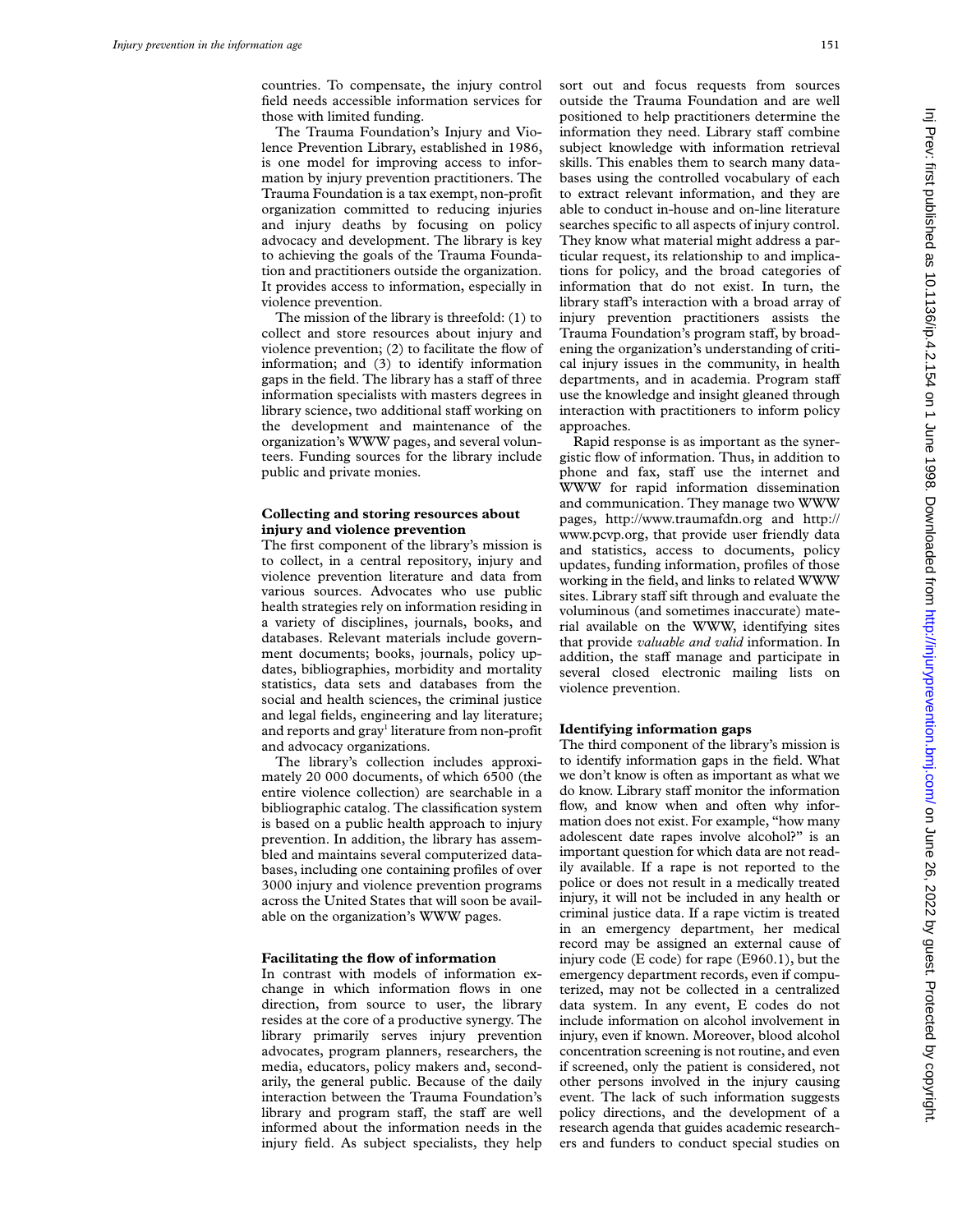countries. To compensate, the injury control field needs accessible information services for those with limited funding.

The Trauma Foundation's Injury and Violence Prevention Library, established in 1986, is one model for improving access to information by injury prevention practitioners. The Trauma Foundation is a tax exempt, non-profit organization committed to reducing injuries and injury deaths by focusing on policy advocacy and development. The library is key to achieving the goals of the Trauma Foundation and practitioners outside the organization. It provides access to information, especially in violence prevention.

The mission of the library is threefold: (1) to collect and store resources about injury and violence prevention; (2) to facilitate the flow of information; and (3) to identify information gaps in the field. The library has a staff of three information specialists with masters degrees in library science, two additional staff working on the development and maintenance of the organization's WWW pages, and several volunteers. Funding sources for the library include public and private monies.

## Collecting and storing resources about injury and violence prevention

The first component of the library's mission is to collect, in a central repository, injury and violence prevention literature and data from various sources. Advocates who use public health strategies rely on information residing in a variety of disciplines, journals, books, and databases. Relevant materials include government documents; books, journals, policy updates, bibliographies, morbidity and mortality statistics, data sets and databases from the social and health sciences, the criminal justice and legal fields, engineering and lay literature; and reports and gray[1] literature from non-profit and advocacy organizations.

The library's collection includes approximately 20 000 documents, of which 6500 (the entire violence collection) are searchable in a bibliographic catalog. The classification system is based on a public health approach to injury prevention. In addition, the library has assembled and maintains several computerized databases, including one containing profiles of over 3000 injury and violence prevention programs across the United States that will soon be available on the organization's WWW pages.

## Facilitating the flow of information

In contrast with models of information exchange in which information flows in one direction, from source to user, the library resides at the core of a productive synergy. The library primarily serves injury prevention advocates, program planners, researchers, the media, educators, policy makers and, secondarily, the general public. Because of the daily interaction between the Trauma Foundation's library and program staff, the staff are well informed about the information needs in the injury field. As subject specialists, they help sort out and focus requests from sources outside the Trauma Foundation and are well positioned to help practitioners determine the information they need. Library staff combine subject knowledge with information retrieval skills. This enables them to search many databases using the controlled vocabulary of each to extract relevant information, and they are able to conduct in-house and on-line literature searches specific to all aspects of injury control. They know what material might address a particular request, its relationship to and implications for policy, and the broad categories of information that do not exist. In turn, the library staff's interaction with a broad array of injury prevention practitioners assists the Trauma Foundation's program staff, by broadening the organization's understanding of critical injury issues in the community, in health departments, and in academia. Program staff use the knowledge and insight gleaned through interaction with practitioners to inform policy approaches.

Rapid response is as important as the synergistic flow of information. Thus, in addition to phone and fax, staff use the internet and WWW for rapid information dissemination and communication. They manage two WWW pages, http://www.traumafdn.org and http://www.pcvp.org, that provide user friendly data and statistics, access to documents, policy updates, funding information, profiles of those working in the field, and links to related WWW sites. Library staff sift through and evaluate the voluminous (and sometimes inaccurate) material available on the WWW, identifying sites that provide *valuable and valid* information. In addition, the staff manage and participate in several closed electronic mailing lists on violence prevention.

## Identifying information gaps

The third component of the library's mission is to identify information gaps in the field. What we don't know is often as important as what we do know. Library staff monitor the information flow, and know when and often why information does not exist. For example, "how many adolescent date rapes involve alcohol?" is an important question for which data are not readily available. If a rape is not reported to the police or does not result in a medically treated injury, it will not be included in any health or criminal justice data. If a rape victim is treated in an emergency department, her medical record may be assigned an external cause of injury code (E code) for rape (E960.1), but the emergency department records, even if computerized, may not be collected in a centralized data system. In any event, E codes do not include information on alcohol involvement in injury, even if known. Moreover, blood alcohol concentration screening is not routine, and even if screened, only the patient is considered, not other persons involved in the injury causing event. The lack of such information suggests policy directions, and the development of a research agenda that guides academic researchers and funders to conduct special studies on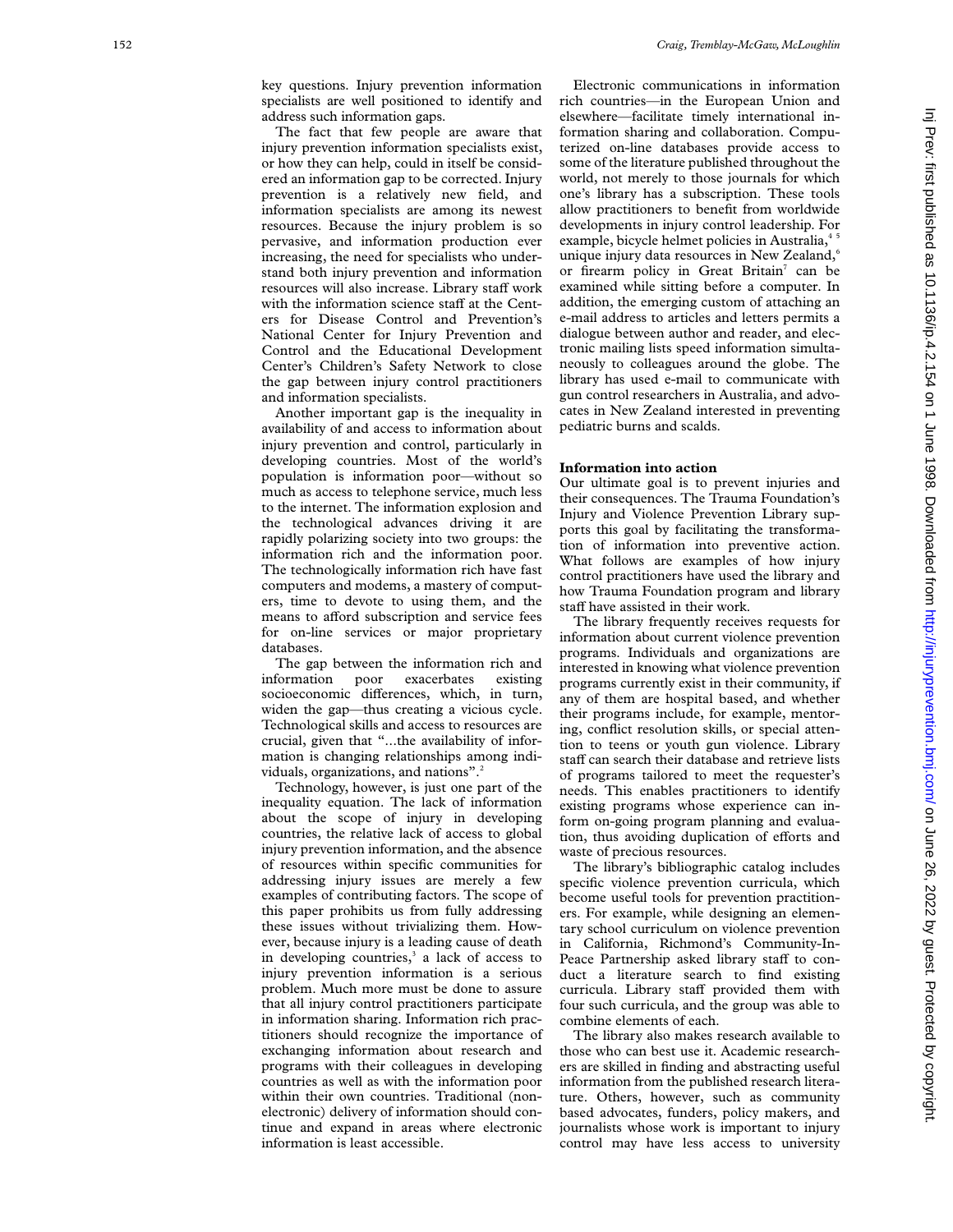key questions. Injury prevention information specialists are well positioned to identify and address such information gaps.

The fact that few people are aware that injury prevention information specialists exist, or how they can help, could in itself be considered an information gap to be corrected. Injury prevention is a relatively new field, and information specialists are among its newest resources. Because the injury problem is so pervasive, and information production ever increasing, the need for specialists who understand both injury prevention and information resources will also increase. Library staff work with the information science staff at the Centers for Disease Control and Prevention's National Center for Injury Prevention and Control and the Educational Development Center's Children's Safety Network to close the gap between injury control practitioners and information specialists.

Another important gap is the inequality in availability of and access to information about injury prevention and control, particularly in developing countries. Most of the world's population is information poor—without so much as access to telephone service, much less to the internet. The information explosion and the technological advances driving it are rapidly polarizing society into two groups: the information rich and the information poor. The technologically information rich have fast computers and modems, a mastery of computers, time to devote to using them, and the means to afford subscription and service fees for on-line services or major proprietary databases.

The gap between the information rich and information poor exacerbates existing socioeconomic differences, which, in turn, widen the gap—thus creating a vicious cycle. Technological skills and access to resources are crucial, given that "...the availability of information is changing relationships among individuals, organizations, and nations".[2]

Technology, however, is just one part of the inequality equation. The lack of information about the scope of injury in developing countries, the relative lack of access to global injury prevention information, and the absence of resources within specific communities for addressing injury issues are merely a few examples of contributing factors. The scope of this paper prohibits us from fully addressing these issues without trivializing them. However, because injury is a leading cause of death in developing countries,[3] a lack of access to injury prevention information is a serious problem. Much more must be done to assure that all injury control practitioners participate in information sharing. Information rich practitioners should recognize the importance of exchanging information about research and programs with their colleagues in developing countries as well as with the information poor within their own countries. Traditional (non-electronic) delivery of information should continue and expand in areas where electronic information is least accessible.

Electronic communications in information rich countries—in the European Union and elsewhere—facilitate timely international information sharing and collaboration. Computerized on-line databases provide access to some of the literature published throughout the world, not merely to those journals for which one's library has a subscription. These tools allow practitioners to benefit from worldwide developments in injury control leadership. For example, bicycle helmet policies in Australia,[4 5] unique injury data resources in New Zealand,[6] or firearm policy in Great Britain[7] can be examined while sitting before a computer. In addition, the emerging custom of attaching an e-mail address to articles and letters permits a dialogue between author and reader, and electronic mailing lists speed information simultaneously to colleagues around the globe. The library has used e-mail to communicate with gun control researchers in Australia, and advocates in New Zealand interested in preventing pediatric burns and scalds.

## Information into action

Our ultimate goal is to prevent injuries and their consequences. The Trauma Foundation's Injury and Violence Prevention Library supports this goal by facilitating the transformation of information into preventive action. What follows are examples of how injury control practitioners have used the library and how Trauma Foundation program and library staff have assisted in their work.

The library frequently receives requests for information about current violence prevention programs. Individuals and organizations are interested in knowing what violence prevention programs currently exist in their community, if any of them are hospital based, and whether their programs include, for example, mentoring, conflict resolution skills, or special attention to teens or youth gun violence. Library staff can search their database and retrieve lists of programs tailored to meet the requester's needs. This enables practitioners to identify existing programs whose experience can inform on-going program planning and evaluation, thus avoiding duplication of efforts and waste of precious resources.

The library's bibliographic catalog includes specific violence prevention curricula, which become useful tools for prevention practitioners. For example, while designing an elementary school curriculum on violence prevention in California, Richmond's Community-In-Peace Partnership asked library staff to conduct a literature search to find existing curricula. Library staff provided them with four such curricula, and the group was able to combine elements of each.

The library also makes research available to those who can best use it. Academic researchers are skilled in finding and abstracting useful information from the published research literature. Others, however, such as community based advocates, funders, policy makers, and journalists whose work is important to injury control may have less access to university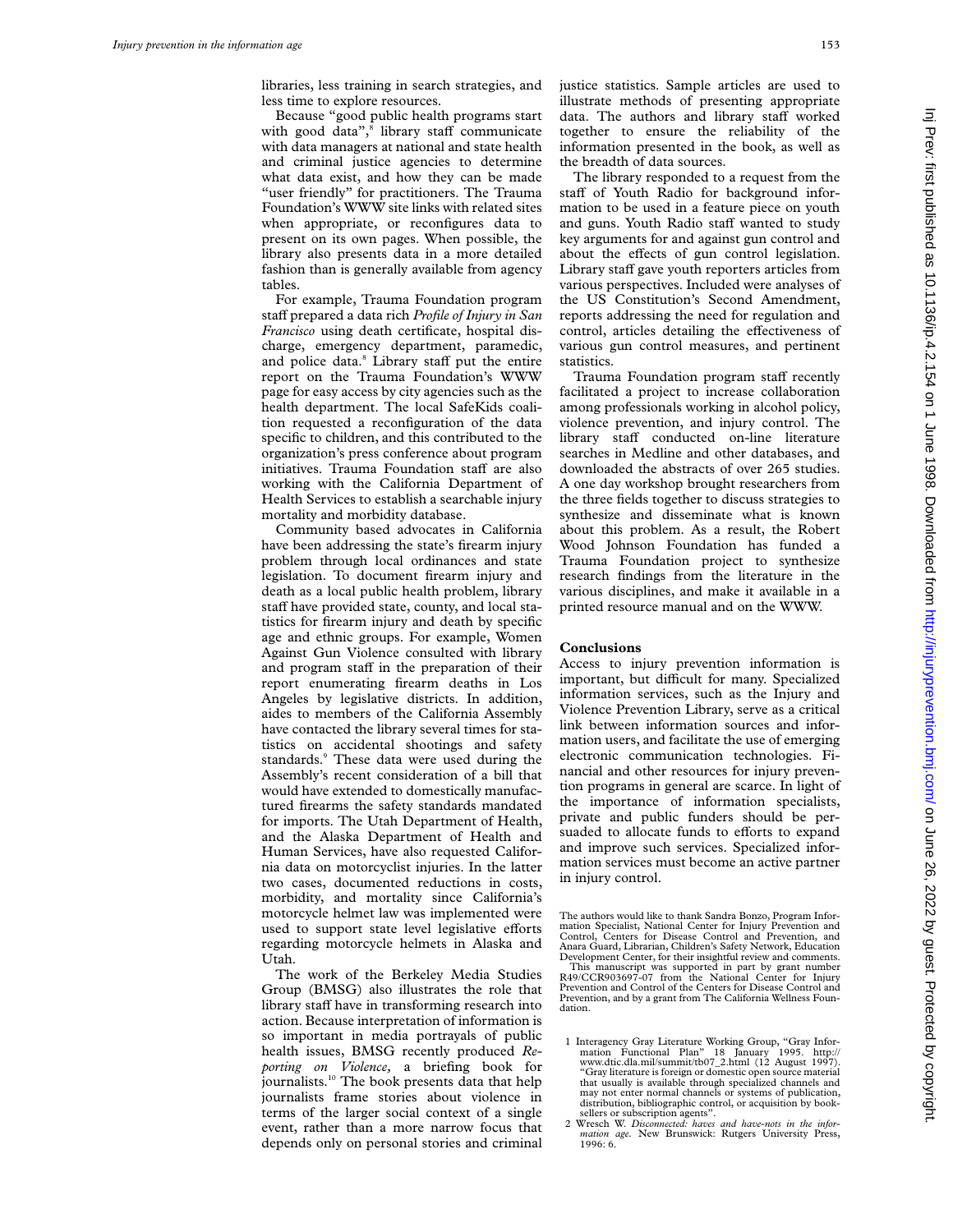libraries, less training in search strategies, and less time to explore resources.

Because "good public health programs start with good data",[8] library staff communicate with data managers at national and state health and criminal justice agencies to determine what data exist, and how they can be made "user friendly" for practitioners. The Trauma Foundation's WWW site links with related sites when appropriate, or reconfigures data to present on its own pages. When possible, the library also presents data in a more detailed fashion than is generally available from agency tables.

For example, Trauma Foundation program staff prepared a data rich *Profile of Injury in San Francisco* using death certificate, hospital discharge, emergency department, paramedic, and police data.[8] Library staff put the entire report on the Trauma Foundation's WWW page for easy access by city agencies such as the health department. The local SafeKids coalition requested a reconfiguration of the data specific to children, and this contributed to the organization's press conference about program initiatives. Trauma Foundation staff are also working with the California Department of Health Services to establish a searchable injury mortality and morbidity database.

Community based advocates in California have been addressing the state's firearm injury problem through local ordinances and state legislation. To document firearm injury and death as a local public health problem, library staff have provided state, county, and local statistics for firearm injury and death by specific age and ethnic groups. For example, Women Against Gun Violence consulted with library and program staff in the preparation of their report enumerating firearm deaths in Los Angeles by legislative districts. In addition, aides to members of the California Assembly have contacted the library several times for statistics on accidental shootings and safety standards.[9] These data were used during the Assembly's recent consideration of a bill that would have extended to domestically manufactured firearms the safety standards mandated for imports. The Utah Department of Health, and the Alaska Department of Health and Human Services, have also requested California data on motorcyclist injuries. In the latter two cases, documented reductions in costs, morbidity, and mortality since California's motorcycle helmet law was implemented were used to support state level legislative efforts regarding motorcycle helmets in Alaska and Utah.

The work of the Berkeley Media Studies Group (BMSG) also illustrates the role that library staff have in transforming research into action. Because interpretation of information is so important in media portrayals of public health issues, BMSG recently produced *Reporting on Violence*, a briefing book for journalists.[10] The book presents data that help journalists frame stories about violence in terms of the larger social context of a single event, rather than a more narrow focus that depends only on personal stories and criminal justice statistics. Sample articles are used to illustrate methods of presenting appropriate data. The authors and library staff worked together to ensure the reliability of the information presented in the book, as well as the breadth of data sources.

The library responded to a request from the staff of Youth Radio for background information to be used in a feature piece on youth and guns. Youth Radio staff wanted to study key arguments for and against gun control and about the effects of gun control legislation. Library staff gave youth reporters articles from various perspectives. Included were analyses of the US Constitution's Second Amendment, reports addressing the need for regulation and control, articles detailing the effectiveness of various gun control measures, and pertinent statistics.

Trauma Foundation program staff recently facilitated a project to increase collaboration among professionals working in alcohol policy, violence prevention, and injury control. The library staff conducted on-line literature searches in Medline and other databases, and downloaded the abstracts of over 265 studies. A one day workshop brought researchers from the three fields together to discuss strategies to synthesize and disseminate what is known about this problem. As a result, the Robert Wood Johnson Foundation has funded a Trauma Foundation project to synthesize research findings from the literature in the various disciplines, and make it available in a printed resource manual and on the WWW.

## Conclusions

Access to injury prevention information is important, but difficult for many. Specialized information services, such as the Injury and Violence Prevention Library, serve as a critical link between information sources and information users, and facilitate the use of emerging electronic communication technologies. Financial and other resources for injury prevention programs in general are scarce. In light of the importance of information specialists, private and public funders should be persuaded to allocate funds to efforts to expand and improve such services. Specialized information services must become an active partner in injury control.

The authors would like to thank Sandra Bonzo, Program Information Specialist, National Center for Injury Prevention and Control, Centers for Disease Control and Prevention, and Anara Guard, Librarian, Children's Safety Network, Education Development Center, for their insightful review and comments.

This manuscript was supported in part by grant number R49/CCR903697-07 from the National Center for Injury Prevention and Control of the Centers for Disease Control and Prevention, and by a grant from The California Wellness Foundation.

1 Interagency Gray Literature Working Group, "Gray Information Functional Plan" 18 January 1995. http://www.dtic.dla.mil/summit/tb07_2.html (12 August 1997). "Gray literature is foreign or domestic open source material that usually is available through specialized channels and may not enter normal channels or systems of publication, distribution, bibliographic control, or acquisition by booksellers or subscription agents".

2 Wresch W. *Disconnected: haves and have-nots in the information age*. New Brunswick: Rutgers University Press, 1996: 6.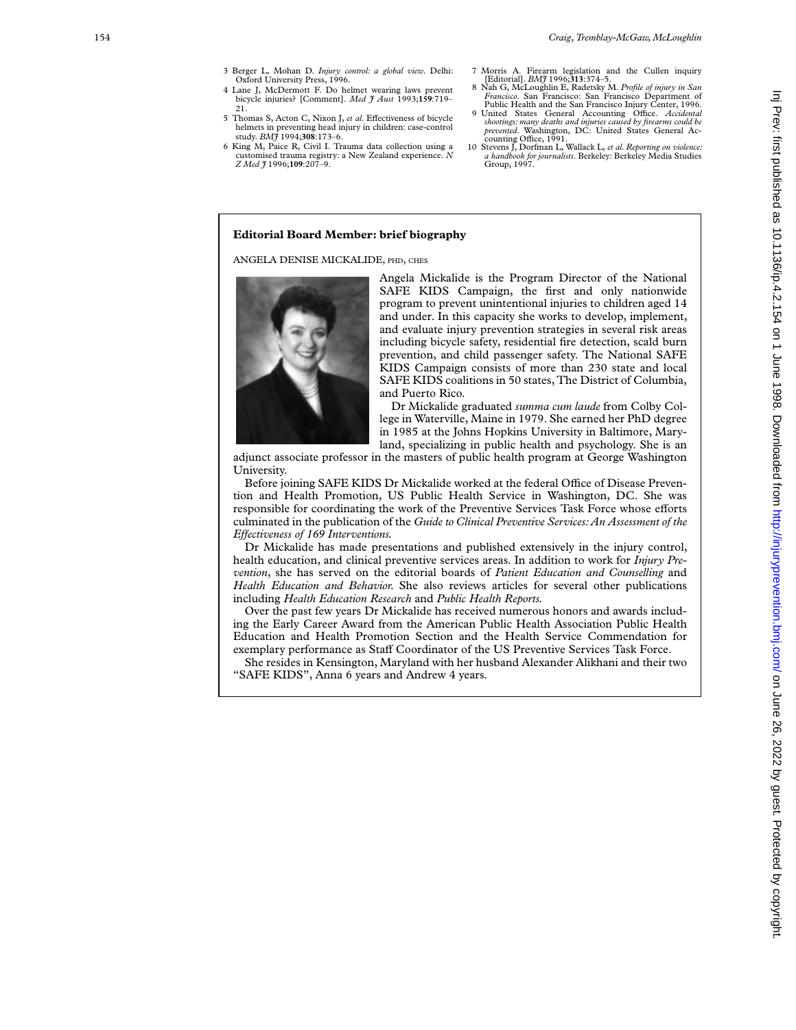3 Berger L, Mohan D. *Injury control: a global view*. Delhi: Oxford University Press, 1996.
4 Lane J, McDermott F. Do helmet wearing laws prevent bicycle injuries? [Comment]. *Med J Aust* 1993;**159**:719–21.
5 Thomas S, Acton C, Nixon J, *et al*. Effectiveness of bicycle helmets in preventing head injury in children: case-control study. *BMJ* 1994;**308**:173–6.
6 King M, Paice R, Civil I. Trauma data collection using a customised trauma registry: a New Zealand experience. *N Z Med J* 1996;**109**:207–9.
7 Morris A. Firearm legislation and the Cullen inquiry [Editorial]. *BMJ* 1996;**313**:374–5.
8 Nah G, McLoughlin E, Radetsky M. *Profile of injury in San Francisco*. San Francisco: San Francisco Department of Public Health and the San Francisco Injury Center, 1996.
9 United States General Accounting Office. *Accidental shootings: many deaths and injuries caused by firearms could be prevented*. Washington, DC: United States General Accounting Office, 1991.
10 Stevens J, Dorfman L, Wallack L, *et al*. *Reporting on violence: a handbook for journalists*. Berkeley: Berkeley Media Studies Group, 1997.

## Editorial Board Member: brief biography

ANGELA DENISE MICKALIDE, PHD, CHES

Angela Mickalide is the Program Director of the National SAFE KIDS Campaign, the first and only nationwide program to prevent unintentional injuries to children aged 14 and under. In this capacity she works to develop, implement, and evaluate injury prevention strategies in several risk areas including bicycle safety, residential fire detection, scald burn prevention, and child passenger safety. The National SAFE KIDS Campaign consists of more than 230 state and local SAFE KIDS coalitions in 50 states, The District of Columbia, and Puerto Rico.

Dr Mickalide graduated *summa cum laude* from Colby College in Waterville, Maine in 1979. She earned her PhD degree in 1985 at the Johns Hopkins University in Baltimore, Maryland, specializing in public health and psychology. She is an adjunct associate professor in the masters of public health program at George Washington University.

Before joining SAFE KIDS Dr Mickalide worked at the federal Office of Disease Prevention and Health Promotion, US Public Health Service in Washington, DC. She was responsible for coordinating the work of the Preventive Services Task Force whose efforts culminated in the publication of the *Guide to Clinical Preventive Services: An Assessment of the Effectiveness of 169 Interventions.*

Dr Mickalide has made presentations and published extensively in the injury control, health education, and clinical preventive services areas. In addition to work for *Injury Prevention*, she has served on the editorial boards of *Patient Education and Counselling* and *Health Education and Behavior.* She also reviews articles for several other publications including *Health Education Research* and *Public Health Reports.*

Over the past few years Dr Mickalide has received numerous honors and awards including the Early Career Award from the American Public Health Association Public Health Education and Health Promotion Section and the Health Service Commendation for exemplary performance as Staff Coordinator of the US Preventive Services Task Force.

She resides in Kensington, Maryland with her husband Alexander Alikhani and their two "SAFE KIDS", Anna 6 years and Andrew 4 years.